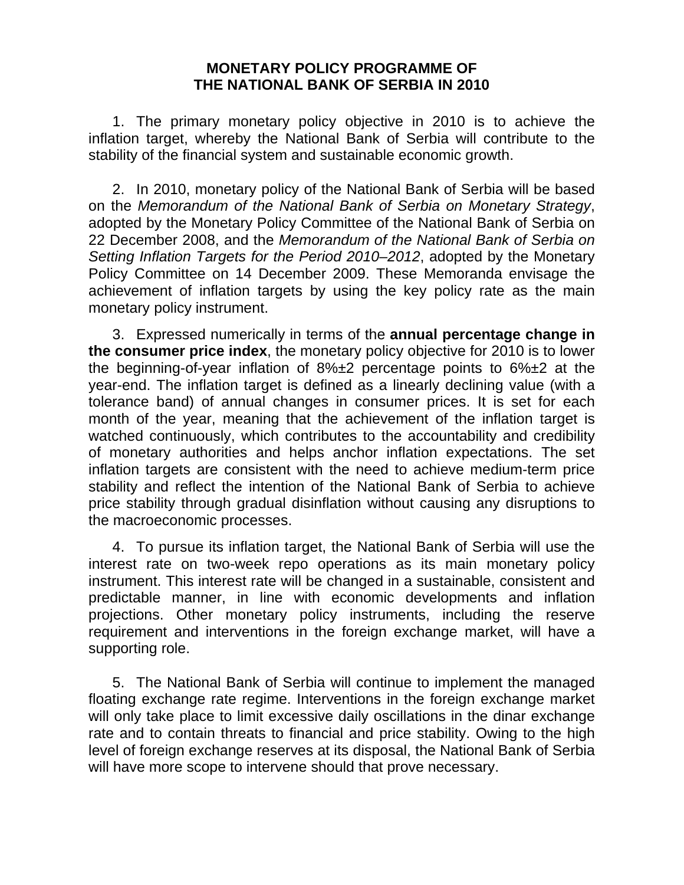# MONETARY POLICY PROGRAMME OF THE NATIONAL BANK OF SERBIA IN 2010

1. The primary monetary policy objective in 2010 is to achieve the inflation target, whereby the National Bank of Serbia will contribute to the stability of the financial system and sustainable economic growth.

2. In 2010, monetary policy of the National Bank of Serbia will be based on the *Memorandum of the National Bank of Serbia on Monetary Strategy*, adopted by the Monetary Policy Committee of the National Bank of Serbia on 22 December 2008, and the *Memorandum of the National Bank of Serbia on Setting Inflation Targets for the Period 2010–2012*, adopted by the Monetary Policy Committee on 14 December 2009. These Memoranda envisage the achievement of inflation targets by using the key policy rate as the main monetary policy instrument.

3. Expressed numerically in terms of the **annual percentage change in the consumer price index**, the monetary policy objective for 2010 is to lower the beginning-of-year inflation of 8%±2 percentage points to 6%±2 at the year-end. The inflation target is defined as a linearly declining value (with a tolerance band) of annual changes in consumer prices. It is set for each month of the year, meaning that the achievement of the inflation target is watched continuously, which contributes to the accountability and credibility of monetary authorities and helps anchor inflation expectations. The set inflation targets are consistent with the need to achieve medium-term price stability and reflect the intention of the National Bank of Serbia to achieve price stability through gradual disinflation without causing any disruptions to the macroeconomic processes.

4. To pursue its inflation target, the National Bank of Serbia will use the interest rate on two-week repo operations as its main monetary policy instrument. This interest rate will be changed in a sustainable, consistent and predictable manner, in line with economic developments and inflation projections. Other monetary policy instruments, including the reserve requirement and interventions in the foreign exchange market, will have a supporting role.

5. The National Bank of Serbia will continue to implement the managed floating exchange rate regime. Interventions in the foreign exchange market will only take place to limit excessive daily oscillations in the dinar exchange rate and to contain threats to financial and price stability. Owing to the high level of foreign exchange reserves at its disposal, the National Bank of Serbia will have more scope to intervene should that prove necessary.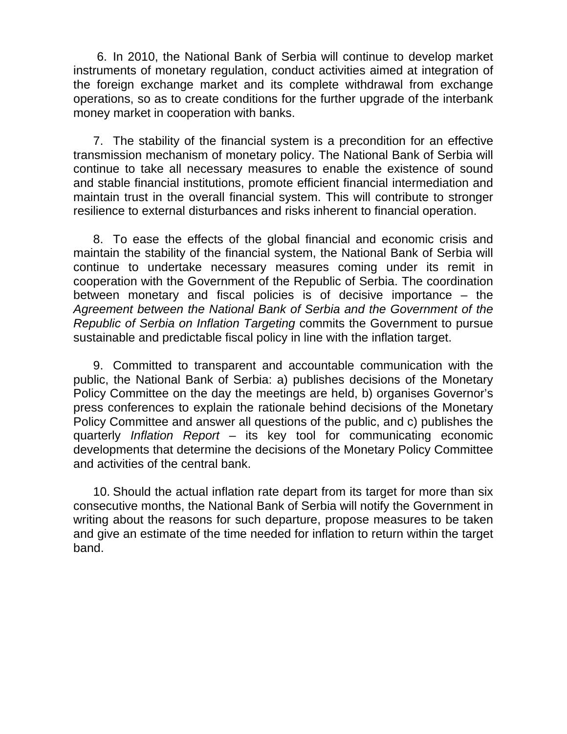6. In 2010, the National Bank of Serbia will continue to develop market instruments of monetary regulation, conduct activities aimed at integration of the foreign exchange market and its complete withdrawal from exchange operations, so as to create conditions for the further upgrade of the interbank money market in cooperation with banks.

7. The stability of the financial system is a precondition for an effective transmission mechanism of monetary policy. The National Bank of Serbia will continue to take all necessary measures to enable the existence of sound and stable financial institutions, promote efficient financial intermediation and maintain trust in the overall financial system. This will contribute to stronger resilience to external disturbances and risks inherent to financial operation.

8. To ease the effects of the global financial and economic crisis and maintain the stability of the financial system, the National Bank of Serbia will continue to undertake necessary measures coming under its remit in cooperation with the Government of the Republic of Serbia. The coordination between monetary and fiscal policies is of decisive importance – the *Agreement between the National Bank of Serbia and the Government of the Republic of Serbia on Inflation Targeting* commits the Government to pursue sustainable and predictable fiscal policy in line with the inflation target.

9. Committed to transparent and accountable communication with the public, the National Bank of Serbia: a) publishes decisions of the Monetary Policy Committee on the day the meetings are held, b) organises Governor's press conferences to explain the rationale behind decisions of the Monetary Policy Committee and answer all questions of the public, and c) publishes the quarterly *Inflation Report* – its key tool for communicating economic developments that determine the decisions of the Monetary Policy Committee and activities of the central bank.

10. Should the actual inflation rate depart from its target for more than six consecutive months, the National Bank of Serbia will notify the Government in writing about the reasons for such departure, propose measures to be taken and give an estimate of the time needed for inflation to return within the target band.